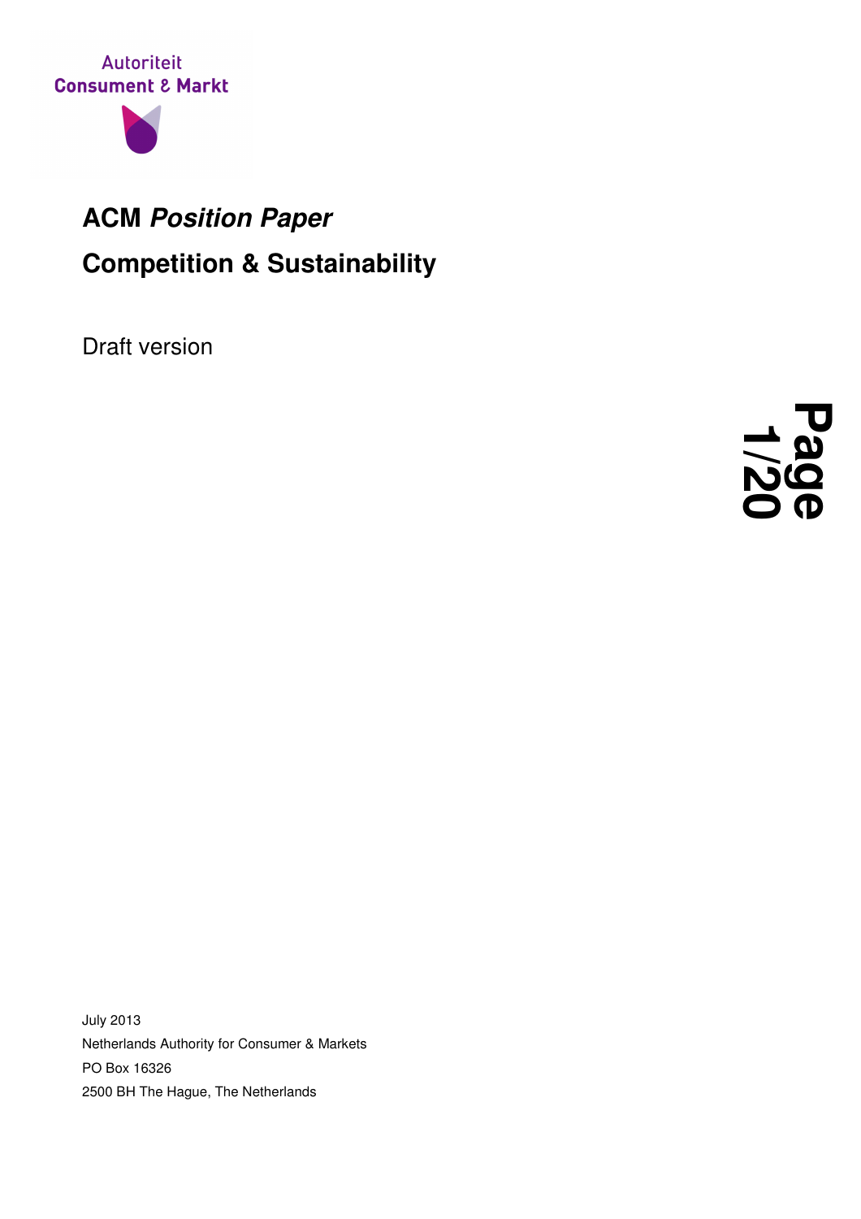Autoriteit
Consument & Markt

# ACM *Position Paper*

# Competition & Sustainability

Draft version

July 2013
Netherlands Authority for Consumer & Markets
PO Box 16326
2500 BH The Hague, The Netherlands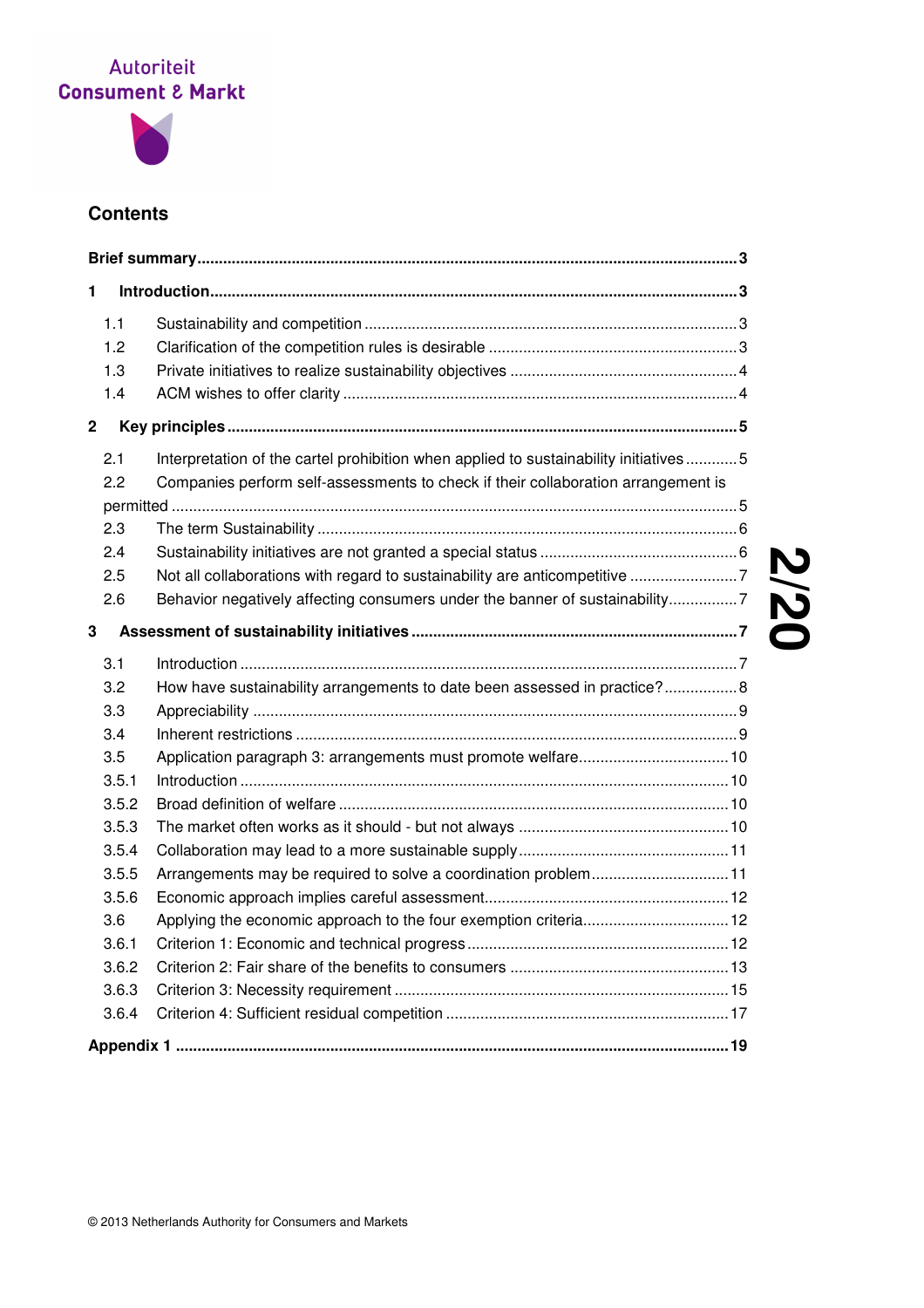Autoriteit
Consument & Markt

## Contents

**Brief summary** ..... 3

**1 Introduction** ..... 3

- 1.1 Sustainability and competition ..... 3
- 1.2 Clarification of the competition rules is desirable ..... 3
- 1.3 Private initiatives to realize sustainability objectives ..... 4
- 1.4 ACM wishes to offer clarity ..... 4

**2 Key principles** ..... 5

- 2.1 Interpretation of the cartel prohibition when applied to sustainability initiatives ..... 5
- 2.2 Companies perform self-assessments to check if their collaboration arrangement is permitted ..... 5
- 2.3 The term Sustainability ..... 6
- 2.4 Sustainability initiatives are not granted a special status ..... 6
- 2.5 Not all collaborations with regard to sustainability are anticompetitive ..... 7
- 2.6 Behavior negatively affecting consumers under the banner of sustainability ..... 7

**3 Assessment of sustainability initiatives** ..... 7

- 3.1 Introduction ..... 7
- 3.2 How have sustainability arrangements to date been assessed in practice? ..... 8
- 3.3 Appreciability ..... 9
- 3.4 Inherent restrictions ..... 9
- 3.5 Application paragraph 3: arrangements must promote welfare ..... 10
- 3.5.1 Introduction ..... 10
- 3.5.2 Broad definition of welfare ..... 10
- 3.5.3 The market often works as it should - but not always ..... 10
- 3.5.4 Collaboration may lead to a more sustainable supply ..... 11
- 3.5.5 Arrangements may be required to solve a coordination problem ..... 11
- 3.5.6 Economic approach implies careful assessment ..... 12
- 3.6 Applying the economic approach to the four exemption criteria ..... 12
- 3.6.1 Criterion 1: Economic and technical progress ..... 12
- 3.6.2 Criterion 2: Fair share of the benefits to consumers ..... 13
- 3.6.3 Criterion 3: Necessity requirement ..... 15
- 3.6.4 Criterion 4: Sufficient residual competition ..... 17

**Appendix 1** ..... 19

© 2013 Netherlands Authority for Consumers and Markets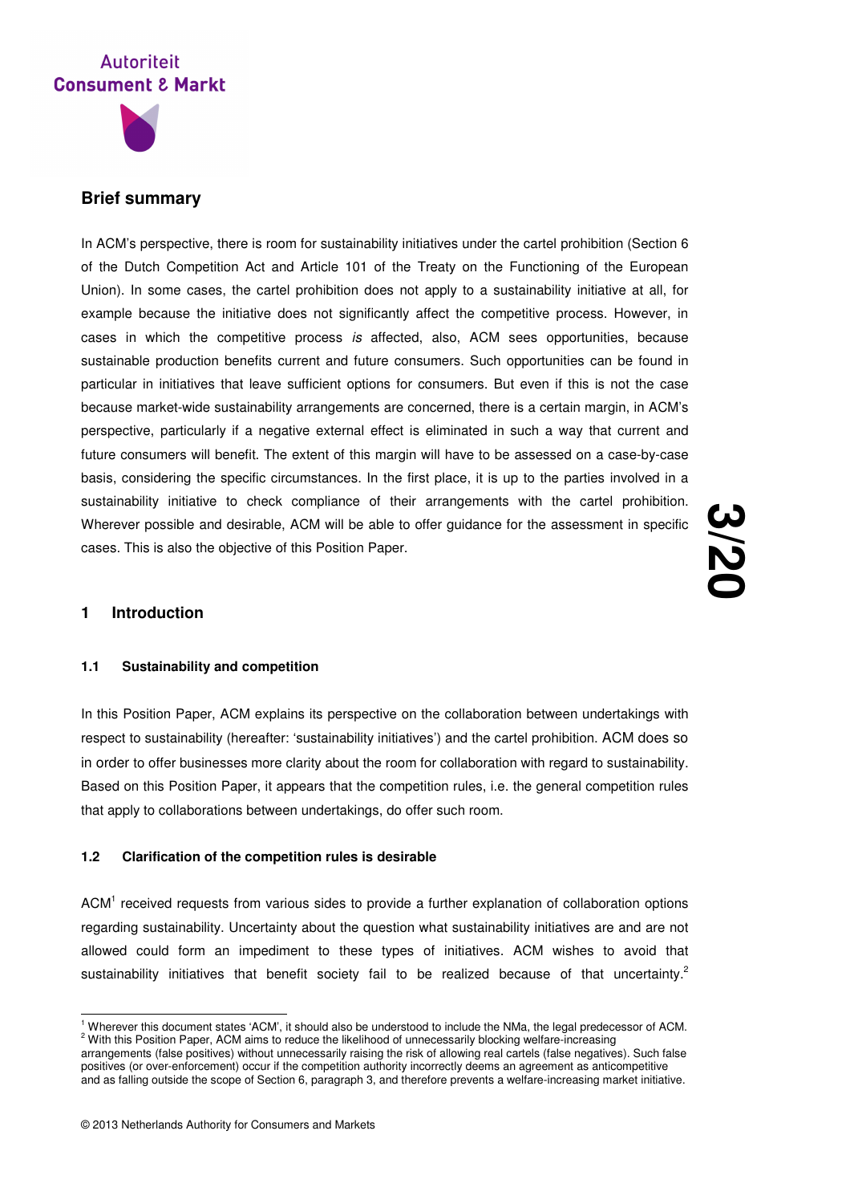## Brief summary

In ACM's perspective, there is room for sustainability initiatives under the cartel prohibition (Section 6 of the Dutch Competition Act and Article 101 of the Treaty on the Functioning of the European Union). In some cases, the cartel prohibition does not apply to a sustainability initiative at all, for example because the initiative does not significantly affect the competitive process. However, in cases in which the competitive process *is* affected, also, ACM sees opportunities, because sustainable production benefits current and future consumers. Such opportunities can be found in particular in initiatives that leave sufficient options for consumers. But even if this is not the case because market-wide sustainability arrangements are concerned, there is a certain margin, in ACM's perspective, particularly if a negative external effect is eliminated in such a way that current and future consumers will benefit. The extent of this margin will have to be assessed on a case-by-case basis, considering the specific circumstances. In the first place, it is up to the parties involved in a sustainability initiative to check compliance of their arrangements with the cartel prohibition. Wherever possible and desirable, ACM will be able to offer guidance for the assessment in specific cases. This is also the objective of this Position Paper.

## 1 Introduction

### 1.1 Sustainability and competition

In this Position Paper, ACM explains its perspective on the collaboration between undertakings with respect to sustainability (hereafter: 'sustainability initiatives') and the cartel prohibition. ACM does so in order to offer businesses more clarity about the room for collaboration with regard to sustainability. Based on this Position Paper, it appears that the competition rules, i.e. the general competition rules that apply to collaborations between undertakings, do offer such room.

### 1.2 Clarification of the competition rules is desirable

ACM[1] received requests from various sides to provide a further explanation of collaboration options regarding sustainability. Uncertainty about the question what sustainability initiatives are and are not allowed could form an impediment to these types of initiatives. ACM wishes to avoid that sustainability initiatives that benefit society fail to be realized because of that uncertainty.[2]

---

[1] Wherever this document states 'ACM', it should also be understood to include the NMa, the legal predecessor of ACM.

[2] With this Position Paper, ACM aims to reduce the likelihood of unnecessarily blocking welfare-increasing arrangements (false positives) without unnecessarily raising the risk of allowing real cartels (false negatives). Such false positives (or over-enforcement) occur if the competition authority incorrectly deems an agreement as anticompetitive and as falling outside the scope of Section 6, paragraph 3, and therefore prevents a welfare-increasing market initiative.

© 2013 Netherlands Authority for Consumers and Markets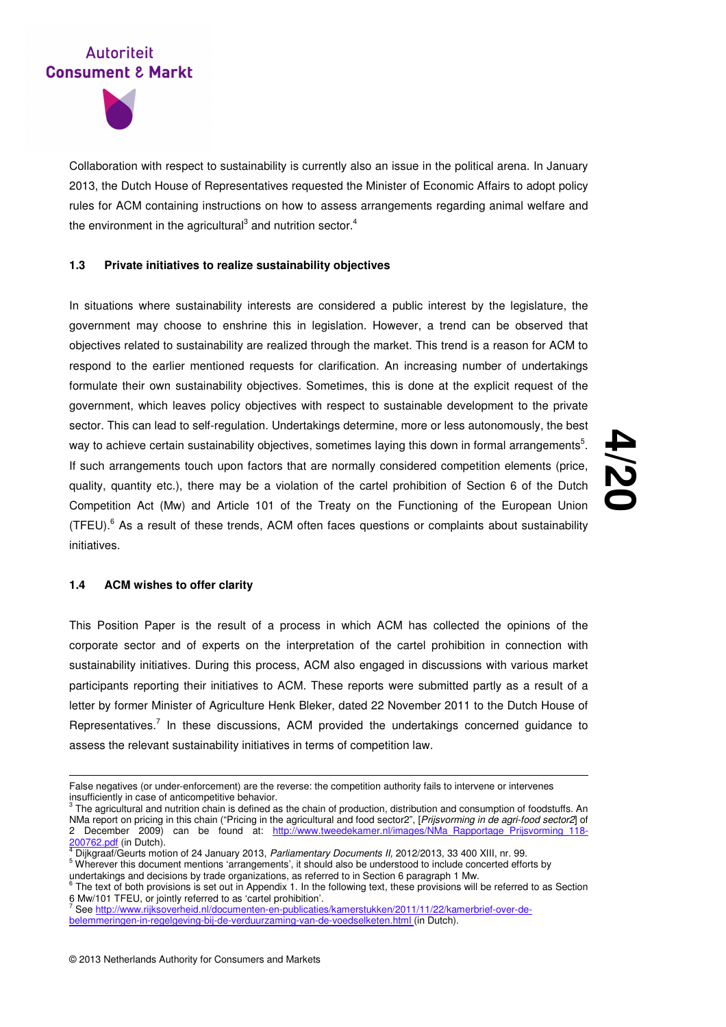Collaboration with respect to sustainability is currently also an issue in the political arena. In January 2013, the Dutch House of Representatives requested the Minister of Economic Affairs to adopt policy rules for ACM containing instructions on how to assess arrangements regarding animal welfare and the environment in the agricultural[3] and nutrition sector.[4]

### 1.3 Private initiatives to realize sustainability objectives

In situations where sustainability interests are considered a public interest by the legislature, the government may choose to enshrine this in legislation. However, a trend can be observed that objectives related to sustainability are realized through the market. This trend is a reason for ACM to respond to the earlier mentioned requests for clarification. An increasing number of undertakings formulate their own sustainability objectives. Sometimes, this is done at the explicit request of the government, which leaves policy objectives with respect to sustainable development to the private sector. This can lead to self-regulation. Undertakings determine, more or less autonomously, the best way to achieve certain sustainability objectives, sometimes laying this down in formal arrangements[5]. If such arrangements touch upon factors that are normally considered competition elements (price, quality, quantity etc.), there may be a violation of the cartel prohibition of Section 6 of the Dutch Competition Act (Mw) and Article 101 of the Treaty on the Functioning of the European Union (TFEU).[6] As a result of these trends, ACM often faces questions or complaints about sustainability initiatives.

### 1.4 ACM wishes to offer clarity

This Position Paper is the result of a process in which ACM has collected the opinions of the corporate sector and of experts on the interpretation of the cartel prohibition in connection with sustainability initiatives. During this process, ACM also engaged in discussions with various market participants reporting their initiatives to ACM. These reports were submitted partly as a result of a letter by former Minister of Agriculture Henk Bleker, dated 22 November 2011 to the Dutch House of Representatives.[7] In these discussions, ACM provided the undertakings concerned guidance to assess the relevant sustainability initiatives in terms of competition law.

---

False negatives (or under-enforcement) are the reverse: the competition authority fails to intervene or intervenes insufficiently in case of anticompetitive behavior.

[3] The agricultural and nutrition chain is defined as the chain of production, distribution and consumption of foodstuffs. An NMa report on pricing in this chain ("Pricing in the agricultural and food sector2", [*Prijsvorming in de agri-food sector2*] of 2 December 2009) can be found at: http://www.tweedekamer.nl/images/NMa_Rapportage_Prijsvorming_118-200762.pdf (in Dutch).

[4] Dijkgraaf/Geurts motion of 24 January 2013, *Parliamentary Documents II,* 2012/2013, 33 400 XIII, nr. 99.

[5] Wherever this document mentions 'arrangements', it should also be understood to include concerted efforts by undertakings and decisions by trade organizations, as referred to in Section 6 paragraph 1 Mw.

[6] The text of both provisions is set out in Appendix 1. In the following text, these provisions will be referred to as Section 6 Mw/101 TFEU, or jointly referred to as 'cartel prohibition'.

[7] See http://www.rijksoverheid.nl/documenten-en-publicaties/kamerstukken/2011/11/22/kamerbrief-over-de-belemmeringen-in-regelgeving-bij-de-verduurzaming-van-de-voedselketen.html (in Dutch).

© 2013 Netherlands Authority for Consumers and Markets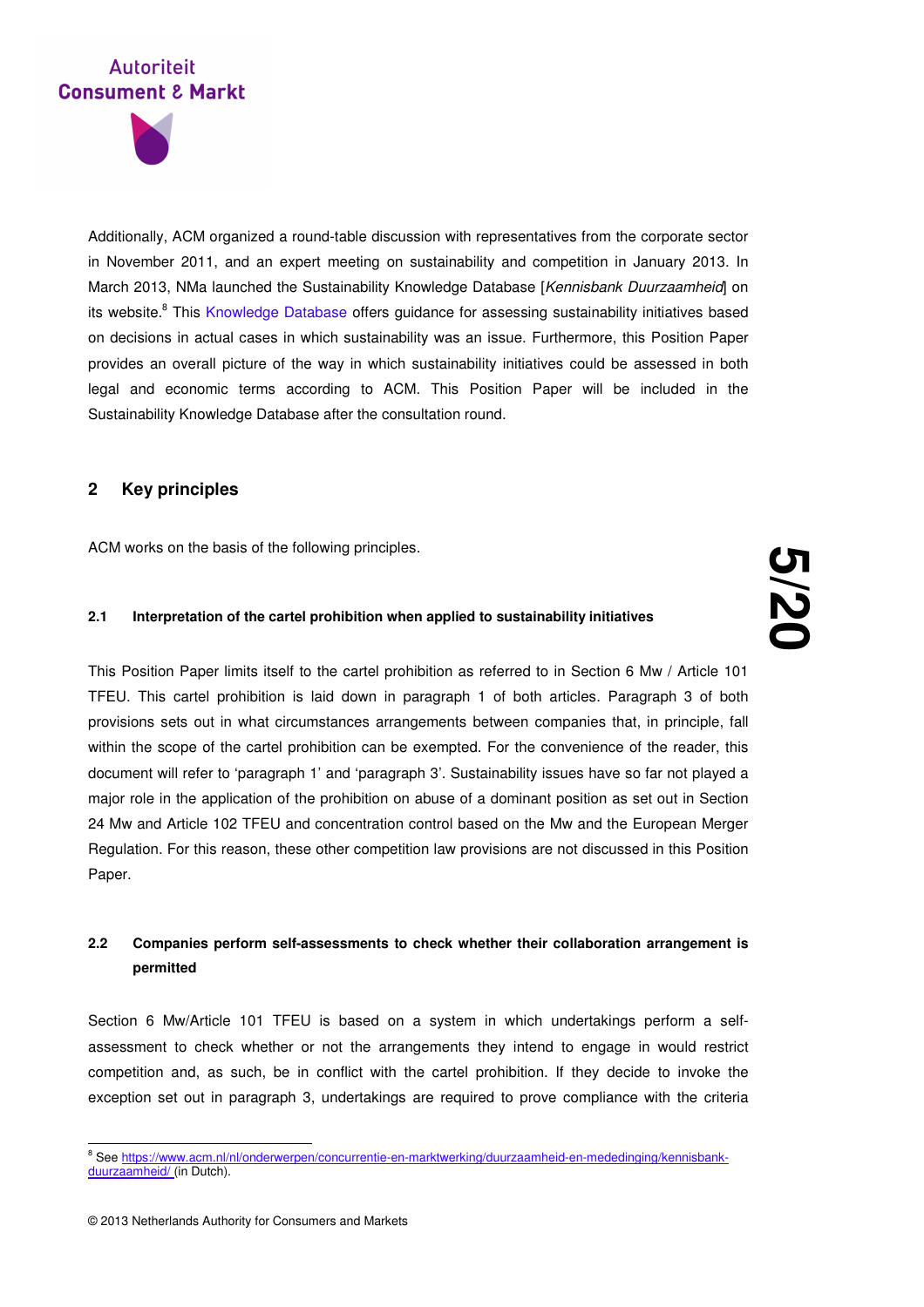Additionally, ACM organized a round-table discussion with representatives from the corporate sector in November 2011, and an expert meeting on sustainability and competition in January 2013. In March 2013, NMa launched the Sustainability Knowledge Database [*Kennisbank Duurzaamheid*] on its website.[8] This Knowledge Database offers guidance for assessing sustainability initiatives based on decisions in actual cases in which sustainability was an issue. Furthermore, this Position Paper provides an overall picture of the way in which sustainability initiatives could be assessed in both legal and economic terms according to ACM. This Position Paper will be included in the Sustainability Knowledge Database after the consultation round.

## 2 Key principles

ACM works on the basis of the following principles.

### 2.1 Interpretation of the cartel prohibition when applied to sustainability initiatives

This Position Paper limits itself to the cartel prohibition as referred to in Section 6 Mw / Article 101 TFEU. This cartel prohibition is laid down in paragraph 1 of both articles. Paragraph 3 of both provisions sets out in what circumstances arrangements between companies that, in principle, fall within the scope of the cartel prohibition can be exempted. For the convenience of the reader, this document will refer to 'paragraph 1' and 'paragraph 3'. Sustainability issues have so far not played a major role in the application of the prohibition on abuse of a dominant position as set out in Section 24 Mw and Article 102 TFEU and concentration control based on the Mw and the European Merger Regulation. For this reason, these other competition law provisions are not discussed in this Position Paper.

### 2.2 Companies perform self-assessments to check whether their collaboration arrangement is permitted

Section 6 Mw/Article 101 TFEU is based on a system in which undertakings perform a self-assessment to check whether or not the arrangements they intend to engage in would restrict competition and, as such, be in conflict with the cartel prohibition. If they decide to invoke the exception set out in paragraph 3, undertakings are required to prove compliance with the criteria

---

[8] See https://www.acm.nl/nl/onderwerpen/concurrentie-en-marktwerking/duurzaamheid-en-mededinging/kennisbank-duurzaamheid/ (in Dutch).

© 2013 Netherlands Authority for Consumers and Markets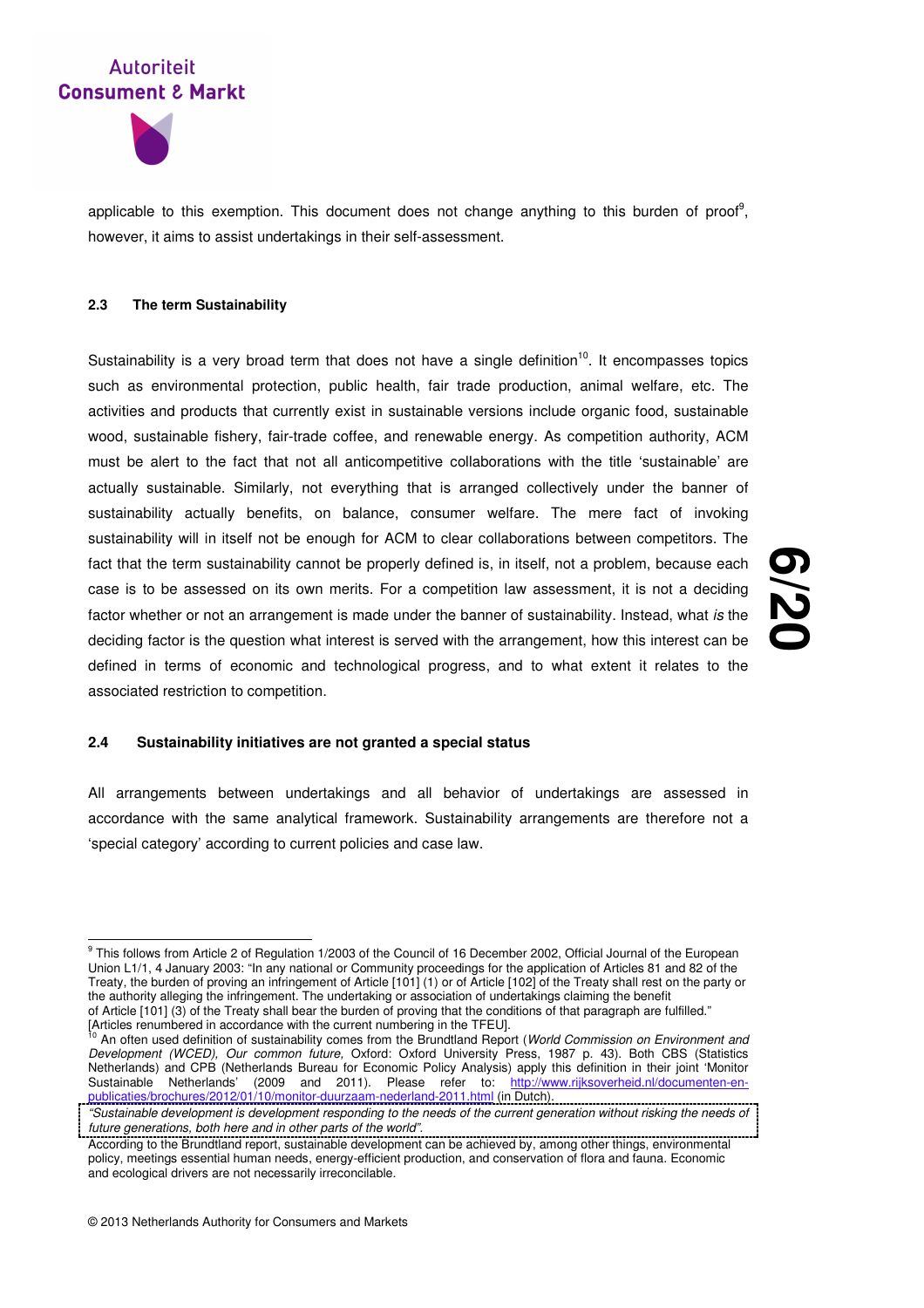applicable to this exemption. This document does not change anything to this burden of proof[9], however, it aims to assist undertakings in their self-assessment.

### 2.3 The term Sustainability

Sustainability is a very broad term that does not have a single definition[10]. It encompasses topics such as environmental protection, public health, fair trade production, animal welfare, etc. The activities and products that currently exist in sustainable versions include organic food, sustainable wood, sustainable fishery, fair-trade coffee, and renewable energy. As competition authority, ACM must be alert to the fact that not all anticompetitive collaborations with the title 'sustainable' are actually sustainable. Similarly, not everything that is arranged collectively under the banner of sustainability actually benefits, on balance, consumer welfare. The mere fact of invoking sustainability will in itself not be enough for ACM to clear collaborations between competitors. The fact that the term sustainability cannot be properly defined is, in itself, not a problem, because each case is to be assessed on its own merits. For a competition law assessment, it is not a deciding factor whether or not an arrangement is made under the banner of sustainability. Instead, what *is* the deciding factor is the question what interest is served with the arrangement, how this interest can be defined in terms of economic and technological progress, and to what extent it relates to the associated restriction to competition.

### 2.4 Sustainability initiatives are not granted a special status

All arrangements between undertakings and all behavior of undertakings are assessed in accordance with the same analytical framework. Sustainability arrangements are therefore not a 'special category' according to current policies and case law.

---

[9] This follows from Article 2 of Regulation 1/2003 of the Council of 16 December 2002, Official Journal of the European Union L1/1, 4 January 2003: "In any national or Community proceedings for the application of Articles 81 and 82 of the Treaty, the burden of proving an infringement of Article [101] (1) or of Article [102] of the Treaty shall rest on the party or the authority alleging the infringement. The undertaking or association of undertakings claiming the benefit of Article [101] (3) of the Treaty shall bear the burden of proving that the conditions of that paragraph are fulfilled." [Articles renumbered in accordance with the current numbering in the TFEU].

[10] An often used definition of sustainability comes from the Brundtland Report (*World Commission on Environment and Development (WCED), Our common future,* Oxford: Oxford University Press, 1987 p. 43). Both CBS (Statistics Netherlands) and CPB (Netherlands Bureau for Economic Policy Analysis) apply this definition in their joint 'Monitor Sustainable Netherlands' (2009 and 2011). Please refer to: http://www.rijksoverheid.nl/documenten-en-publicaties/brochures/2012/01/10/monitor-duurzaam-nederland-2011.html (in Dutch).

*"Sustainable development is development responding to the needs of the current generation without risking the needs of future generations, both here and in other parts of the world".*

According to the Brundtland report, sustainable development can be achieved by, among other things, environmental policy, meetings essential human needs, energy-efficient production, and conservation of flora and fauna. Economic and ecological drivers are not necessarily irreconcilable.

© 2013 Netherlands Authority for Consumers and Markets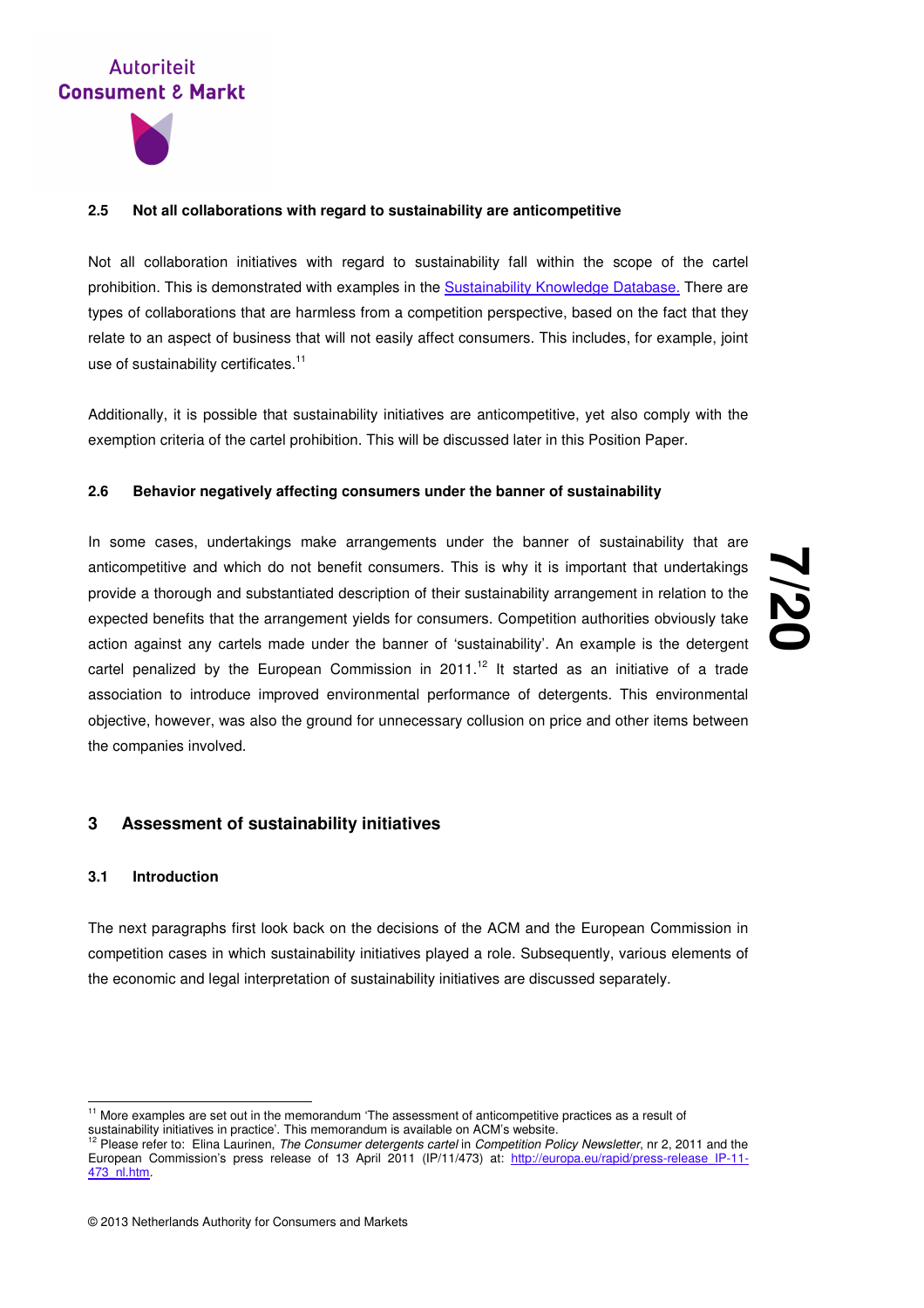### 2.5 Not all collaborations with regard to sustainability are anticompetitive

Not all collaboration initiatives with regard to sustainability fall within the scope of the cartel prohibition. This is demonstrated with examples in the [Sustainability Knowledge Database.](#) There are types of collaborations that are harmless from a competition perspective, based on the fact that they relate to an aspect of business that will not easily affect consumers. This includes, for example, joint use of sustainability certificates.[11]

Additionally, it is possible that sustainability initiatives are anticompetitive, yet also comply with the exemption criteria of the cartel prohibition. This will be discussed later in this Position Paper.

### 2.6 Behavior negatively affecting consumers under the banner of sustainability

In some cases, undertakings make arrangements under the banner of sustainability that are anticompetitive and which do not benefit consumers. This is why it is important that undertakings provide a thorough and substantiated description of their sustainability arrangement in relation to the expected benefits that the arrangement yields for consumers. Competition authorities obviously take action against any cartels made under the banner of 'sustainability'. An example is the detergent cartel penalized by the European Commission in 2011.[12] It started as an initiative of a trade association to introduce improved environmental performance of detergents. This environmental objective, however, was also the ground for unnecessary collusion on price and other items between the companies involved.

## 3 Assessment of sustainability initiatives

### 3.1 Introduction

The next paragraphs first look back on the decisions of the ACM and the European Commission in competition cases in which sustainability initiatives played a role. Subsequently, various elements of the economic and legal interpretation of sustainability initiatives are discussed separately.

---

[11] More examples are set out in the memorandum 'The assessment of anticompetitive practices as a result of sustainability initiatives in practice'. This memorandum is available on ACM's website.

[12] Please refer to: Elina Laurinen, *The Consumer detergents cartel* in *Competition Policy Newsletter*, nr 2, 2011 and the European Commission's press release of 13 April 2011 (IP/11/473) at: http://europa.eu/rapid/press-release_IP-11-473_nl.htm.

© 2013 Netherlands Authority for Consumers and Markets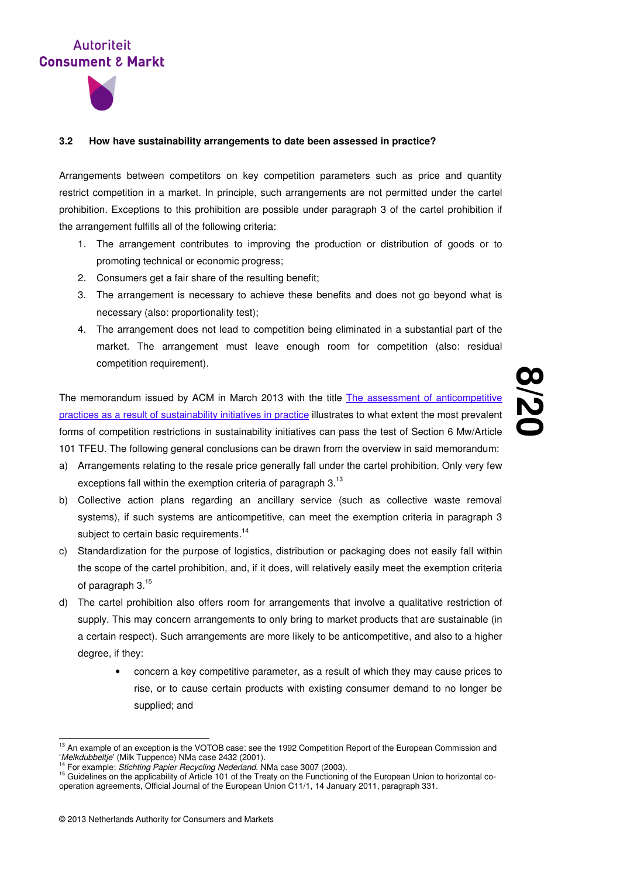### 3.2 How have sustainability arrangements to date been assessed in practice?

Arrangements between competitors on key competition parameters such as price and quantity restrict competition in a market. In principle, such arrangements are not permitted under the cartel prohibition. Exceptions to this prohibition are possible under paragraph 3 of the cartel prohibition if the arrangement fulfills all of the following criteria:

1. The arrangement contributes to improving the production or distribution of goods or to promoting technical or economic progress;
2. Consumers get a fair share of the resulting benefit;
3. The arrangement is necessary to achieve these benefits and does not go beyond what is necessary (also: proportionality test);
4. The arrangement does not lead to competition being eliminated in a substantial part of the market. The arrangement must leave enough room for competition (also: residual competition requirement).

The memorandum issued by ACM in March 2013 with the title [The assessment of anticompetitive practices as a result of sustainability initiatives in practice]() illustrates to what extent the most prevalent forms of competition restrictions in sustainability initiatives can pass the test of Section 6 Mw/Article 101 TFEU. The following general conclusions can be drawn from the overview in said memorandum:

a) Arrangements relating to the resale price generally fall under the cartel prohibition. Only very few exceptions fall within the exemption criteria of paragraph 3.[13]

b) Collective action plans regarding an ancillary service (such as collective waste removal systems), if such systems are anticompetitive, can meet the exemption criteria in paragraph 3 subject to certain basic requirements.[14]

c) Standardization for the purpose of logistics, distribution or packaging does not easily fall within the scope of the cartel prohibition, and, if it does, will relatively easily meet the exemption criteria of paragraph 3.[15]

d) The cartel prohibition also offers room for arrangements that involve a qualitative restriction of supply. This may concern arrangements to only bring to market products that are sustainable (in a certain respect). Such arrangements are more likely to be anticompetitive, and also to a higher degree, if they:

   - concern a key competitive parameter, as a result of which they may cause prices to rise, or to cause certain products with existing consumer demand to no longer be supplied; and

---

[13] An example of an exception is the VOTOB case: see the 1992 Competition Report of the European Commission and '*Melkdubbeltje*' (Milk Tuppence) NMa case 2432 (2001).

[14] For example: *Stichting Papier Recycling Nederland*, NMa case 3007 (2003).

[15] Guidelines on the applicability of Article 101 of the Treaty on the Functioning of the European Union to horizontal co-operation agreements, Official Journal of the European Union C11/1, 14 January 2011, paragraph 331.

© 2013 Netherlands Authority for Consumers and Markets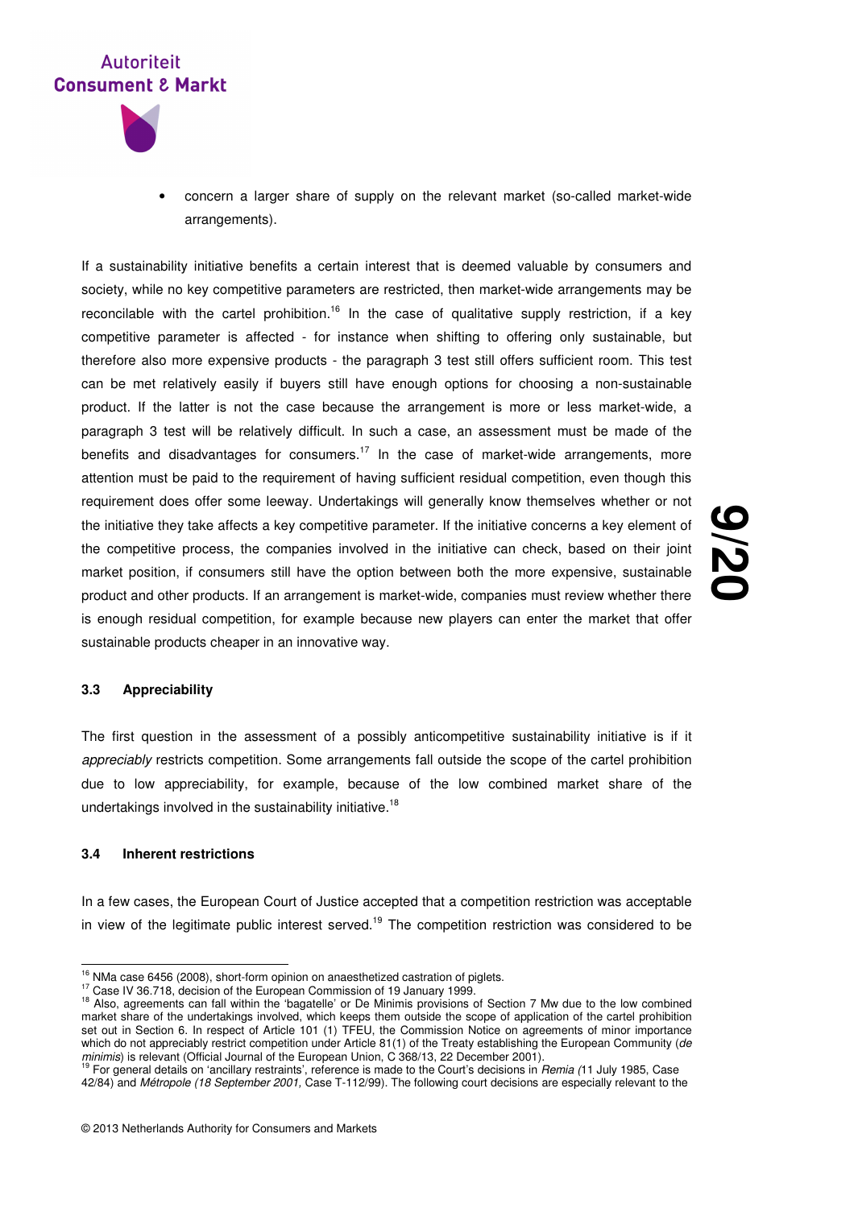- concern a larger share of supply on the relevant market (so-called market-wide arrangements).

If a sustainability initiative benefits a certain interest that is deemed valuable by consumers and society, while no key competitive parameters are restricted, then market-wide arrangements may be reconcilable with the cartel prohibition.[16] In the case of qualitative supply restriction, if a key competitive parameter is affected - for instance when shifting to offering only sustainable, but therefore also more expensive products - the paragraph 3 test still offers sufficient room. This test can be met relatively easily if buyers still have enough options for choosing a non-sustainable product. If the latter is not the case because the arrangement is more or less market-wide, a paragraph 3 test will be relatively difficult. In such a case, an assessment must be made of the benefits and disadvantages for consumers.[17] In the case of market-wide arrangements, more attention must be paid to the requirement of having sufficient residual competition, even though this requirement does offer some leeway. Undertakings will generally know themselves whether or not the initiative they take affects a key competitive parameter. If the initiative concerns a key element of the competitive process, the companies involved in the initiative can check, based on their joint market position, if consumers still have the option between both the more expensive, sustainable product and other products. If an arrangement is market-wide, companies must review whether there is enough residual competition, for example because new players can enter the market that offer sustainable products cheaper in an innovative way.

### 3.3 Appreciability

The first question in the assessment of a possibly anticompetitive sustainability initiative is if it *appreciably* restricts competition. Some arrangements fall outside the scope of the cartel prohibition due to low appreciability, for example, because of the low combined market share of the undertakings involved in the sustainability initiative.[18]

### 3.4 Inherent restrictions

In a few cases, the European Court of Justice accepted that a competition restriction was acceptable in view of the legitimate public interest served.[19] The competition restriction was considered to be

---

[16] NMa case 6456 (2008), short-form opinion on anaesthetized castration of piglets.

[17] Case IV 36.718, decision of the European Commission of 19 January 1999.

[18] Also, agreements can fall within the 'bagatelle' or De Minimis provisions of Section 7 Mw due to the low combined market share of the undertakings involved, which keeps them outside the scope of application of the cartel prohibition set out in Section 6. In respect of Article 101 (1) TFEU, the Commission Notice on agreements of minor importance which do not appreciably restrict competition under Article 81(1) of the Treaty establishing the European Community (*de minimis*) is relevant (Official Journal of the European Union, C 368/13, 22 December 2001).

[19] For general details on 'ancillary restraints', reference is made to the Court's decisions in *Remia (*11 July 1985, Case 42/84) and *Métropole (18 September 2001,* Case T-112/99). The following court decisions are especially relevant to the

© 2013 Netherlands Authority for Consumers and Markets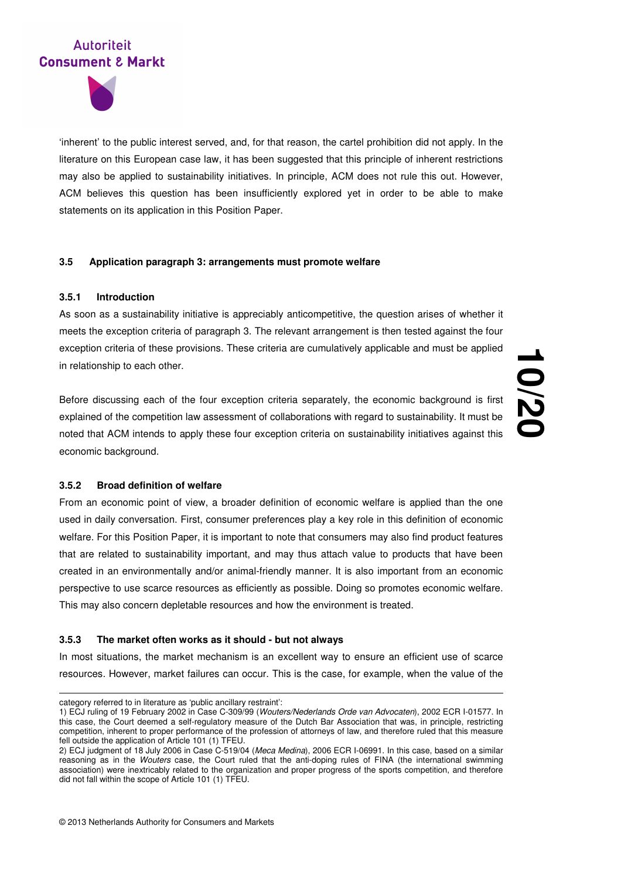'inherent' to the public interest served, and, for that reason, the cartel prohibition did not apply. In the literature on this European case law, it has been suggested that this principle of inherent restrictions may also be applied to sustainability initiatives. In principle, ACM does not rule this out. However, ACM believes this question has been insufficiently explored yet in order to be able to make statements on its application in this Position Paper.

### 3.5 Application paragraph 3: arrangements must promote welfare

#### 3.5.1 Introduction

As soon as a sustainability initiative is appreciably anticompetitive, the question arises of whether it meets the exception criteria of paragraph 3. The relevant arrangement is then tested against the four exception criteria of these provisions. These criteria are cumulatively applicable and must be applied in relationship to each other.

Before discussing each of the four exception criteria separately, the economic background is first explained of the competition law assessment of collaborations with regard to sustainability. It must be noted that ACM intends to apply these four exception criteria on sustainability initiatives against this economic background.

#### 3.5.2 Broad definition of welfare

From an economic point of view, a broader definition of economic welfare is applied than the one used in daily conversation. First, consumer preferences play a key role in this definition of economic welfare. For this Position Paper, it is important to note that consumers may also find product features that are related to sustainability important, and may thus attach value to products that have been created in an environmentally and/or animal-friendly manner. It is also important from an economic perspective to use scarce resources as efficiently as possible. Doing so promotes economic welfare. This may also concern depletable resources and how the environment is treated.

#### 3.5.3 The market often works as it should - but not always

In most situations, the market mechanism is an excellent way to ensure an efficient use of scarce resources. However, market failures can occur. This is the case, for example, when the value of the

---

category referred to in literature as 'public ancillary restraint':
1) ECJ ruling of 19 February 2002 in Case C-309/99 (*Wouters/Nederlands Orde van Advocaten*), 2002 ECR I-01577. In this case, the Court deemed a self-regulatory measure of the Dutch Bar Association that was, in principle, restricting competition, inherent to proper performance of the profession of attorneys of law, and therefore ruled that this measure fell outside the application of Article 101 (1) TFEU.
2) ECJ judgment of 18 July 2006 in Case C-519/04 (*Meca Medina*), 2006 ECR I-06991. In this case, based on a similar reasoning as in the *Wouters* case, the Court ruled that the anti-doping rules of FINA (the international swimming association) were inextricably related to the organization and proper progress of the sports competition, and therefore did not fall within the scope of Article 101 (1) TFEU.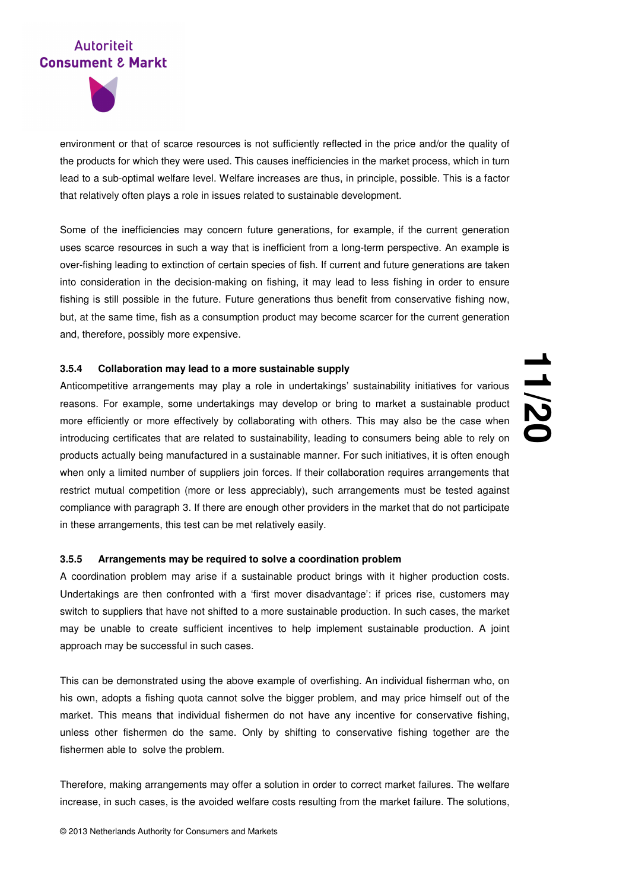environment or that of scarce resources is not sufficiently reflected in the price and/or the quality of the products for which they were used. This causes inefficiencies in the market process, which in turn lead to a sub-optimal welfare level. Welfare increases are thus, in principle, possible. This is a factor that relatively often plays a role in issues related to sustainable development.

Some of the inefficiencies may concern future generations, for example, if the current generation uses scarce resources in such a way that is inefficient from a long-term perspective. An example is over-fishing leading to extinction of certain species of fish. If current and future generations are taken into consideration in the decision-making on fishing, it may lead to less fishing in order to ensure fishing is still possible in the future. Future generations thus benefit from conservative fishing now, but, at the same time, fish as a consumption product may become scarcer for the current generation and, therefore, possibly more expensive.

### 3.5.4 Collaboration may lead to a more sustainable supply

Anticompetitive arrangements may play a role in undertakings' sustainability initiatives for various reasons. For example, some undertakings may develop or bring to market a sustainable product more efficiently or more effectively by collaborating with others. This may also be the case when introducing certificates that are related to sustainability, leading to consumers being able to rely on products actually being manufactured in a sustainable manner. For such initiatives, it is often enough when only a limited number of suppliers join forces. If their collaboration requires arrangements that restrict mutual competition (more or less appreciably), such arrangements must be tested against compliance with paragraph 3. If there are enough other providers in the market that do not participate in these arrangements, this test can be met relatively easily.

### 3.5.5 Arrangements may be required to solve a coordination problem

A coordination problem may arise if a sustainable product brings with it higher production costs. Undertakings are then confronted with a 'first mover disadvantage': if prices rise, customers may switch to suppliers that have not shifted to a more sustainable production. In such cases, the market may be unable to create sufficient incentives to help implement sustainable production. A joint approach may be successful in such cases.

This can be demonstrated using the above example of overfishing. An individual fisherman who, on his own, adopts a fishing quota cannot solve the bigger problem, and may price himself out of the market. This means that individual fishermen do not have any incentive for conservative fishing, unless other fishermen do the same. Only by shifting to conservative fishing together are the fishermen able to solve the problem.

Therefore, making arrangements may offer a solution in order to correct market failures. The welfare increase, in such cases, is the avoided welfare costs resulting from the market failure. The solutions,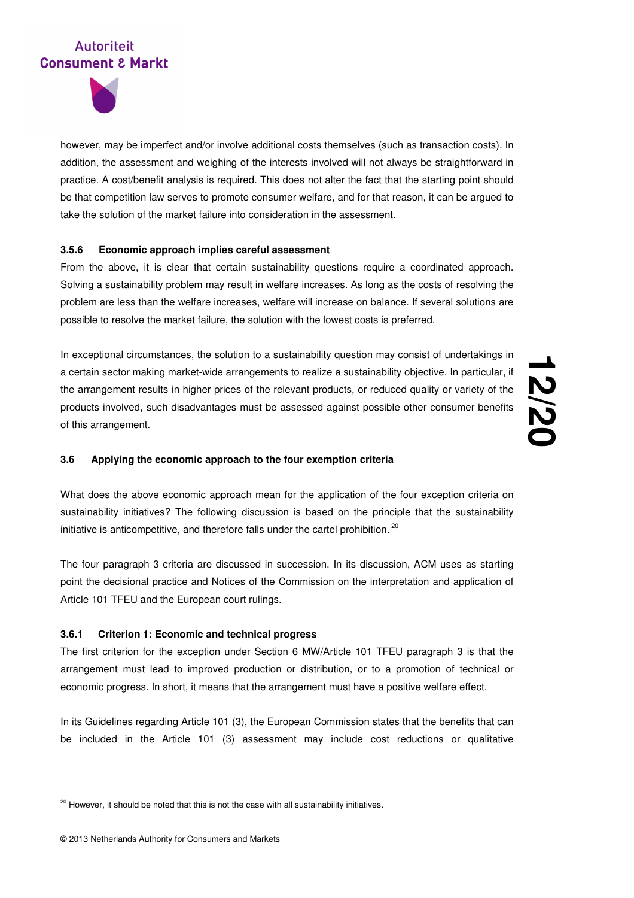however, may be imperfect and/or involve additional costs themselves (such as transaction costs). In addition, the assessment and weighing of the interests involved will not always be straightforward in practice. A cost/benefit analysis is required. This does not alter the fact that the starting point should be that competition law serves to promote consumer welfare, and for that reason, it can be argued to take the solution of the market failure into consideration in the assessment.

#### 3.5.6 Economic approach implies careful assessment

From the above, it is clear that certain sustainability questions require a coordinated approach. Solving a sustainability problem may result in welfare increases. As long as the costs of resolving the problem are less than the welfare increases, welfare will increase on balance. If several solutions are possible to resolve the market failure, the solution with the lowest costs is preferred.

In exceptional circumstances, the solution to a sustainability question may consist of undertakings in a certain sector making market-wide arrangements to realize a sustainability objective. In particular, if the arrangement results in higher prices of the relevant products, or reduced quality or variety of the products involved, such disadvantages must be assessed against possible other consumer benefits of this arrangement.

### 3.6 Applying the economic approach to the four exemption criteria

What does the above economic approach mean for the application of the four exception criteria on sustainability initiatives? The following discussion is based on the principle that the sustainability initiative is anticompetitive, and therefore falls under the cartel prohibition.[20]

The four paragraph 3 criteria are discussed in succession. In its discussion, ACM uses as starting point the decisional practice and Notices of the Commission on the interpretation and application of Article 101 TFEU and the European court rulings.

#### 3.6.1 Criterion 1: Economic and technical progress

The first criterion for the exception under Section 6 MW/Article 101 TFEU paragraph 3 is that the arrangement must lead to improved production or distribution, or to a promotion of technical or economic progress. In short, it means that the arrangement must have a positive welfare effect.

In its Guidelines regarding Article 101 (3), the European Commission states that the benefits that can be included in the Article 101 (3) assessment may include cost reductions or qualitative

[20] However, it should be noted that this is not the case with all sustainability initiatives.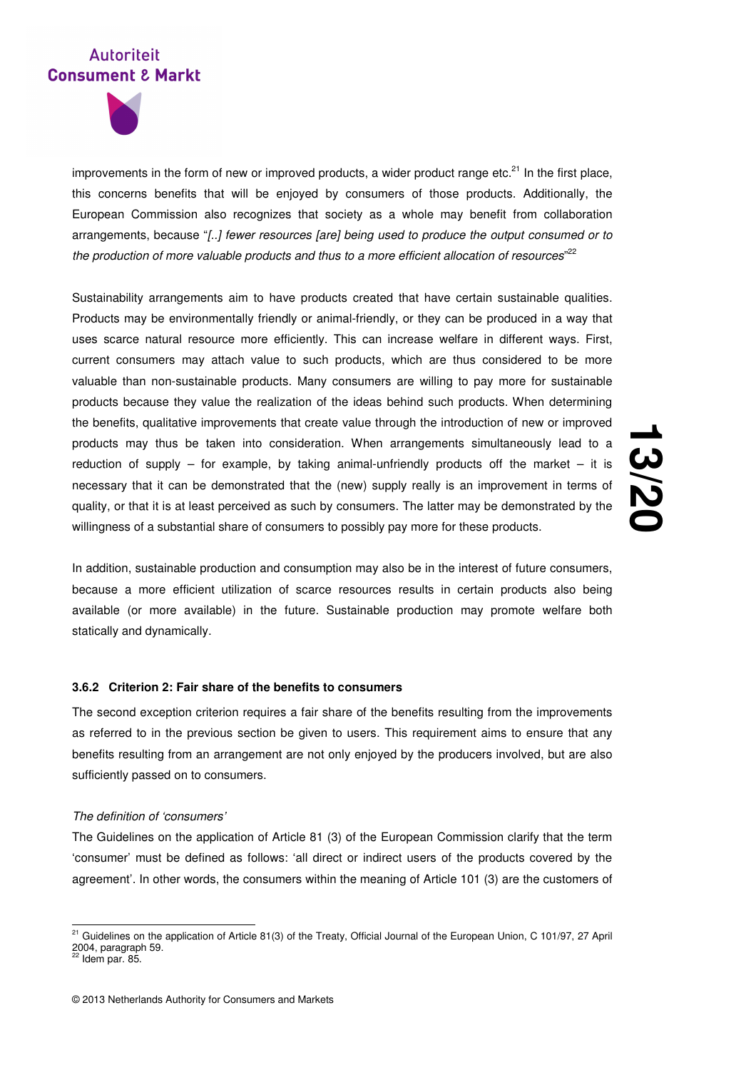improvements in the form of new or improved products, a wider product range etc.[21] In the first place, this concerns benefits that will be enjoyed by consumers of those products. Additionally, the European Commission also recognizes that society as a whole may benefit from collaboration arrangements, because "*[..] fewer resources [are] being used to produce the output consumed or to the production of more valuable products and thus to a more efficient allocation of resources*"[22]

Sustainability arrangements aim to have products created that have certain sustainable qualities. Products may be environmentally friendly or animal-friendly, or they can be produced in a way that uses scarce natural resource more efficiently. This can increase welfare in different ways. First, current consumers may attach value to such products, which are thus considered to be more valuable than non-sustainable products. Many consumers are willing to pay more for sustainable products because they value the realization of the ideas behind such products. When determining the benefits, qualitative improvements that create value through the introduction of new or improved products may thus be taken into consideration. When arrangements simultaneously lead to a reduction of supply – for example, by taking animal-unfriendly products off the market – it is necessary that it can be demonstrated that the (new) supply really is an improvement in terms of quality, or that it is at least perceived as such by consumers. The latter may be demonstrated by the willingness of a substantial share of consumers to possibly pay more for these products.

In addition, sustainable production and consumption may also be in the interest of future consumers, because a more efficient utilization of scarce resources results in certain products also being available (or more available) in the future. Sustainable production may promote welfare both statically and dynamically.

### 3.6.2 Criterion 2: Fair share of the benefits to consumers

The second exception criterion requires a fair share of the benefits resulting from the improvements as referred to in the previous section be given to users. This requirement aims to ensure that any benefits resulting from an arrangement are not only enjoyed by the producers involved, but are also sufficiently passed on to consumers.

*The definition of 'consumers'*

The Guidelines on the application of Article 81 (3) of the European Commission clarify that the term 'consumer' must be defined as follows: 'all direct or indirect users of the products covered by the agreement'. In other words, the consumers within the meaning of Article 101 (3) are the customers of

---

[21] Guidelines on the application of Article 81(3) of the Treaty, Official Journal of the European Union, C 101/97, 27 April 2004, paragraph 59.

[22] Idem par. 85.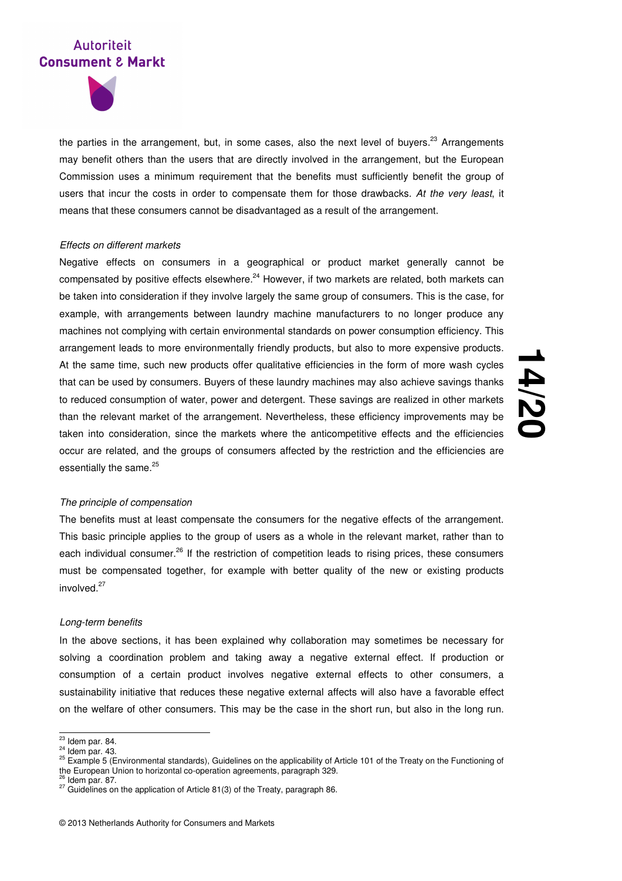the parties in the arrangement, but, in some cases, also the next level of buyers.[23] Arrangements may benefit others than the users that are directly involved in the arrangement, but the European Commission uses a minimum requirement that the benefits must sufficiently benefit the group of users that incur the costs in order to compensate them for those drawbacks. *At the very least*, it means that these consumers cannot be disadvantaged as a result of the arrangement.

*Effects on different markets*

Negative effects on consumers in a geographical or product market generally cannot be compensated by positive effects elsewhere.[24] However, if two markets are related, both markets can be taken into consideration if they involve largely the same group of consumers. This is the case, for example, with arrangements between laundry machine manufacturers to no longer produce any machines not complying with certain environmental standards on power consumption efficiency. This arrangement leads to more environmentally friendly products, but also to more expensive products. At the same time, such new products offer qualitative efficiencies in the form of more wash cycles that can be used by consumers. Buyers of these laundry machines may also achieve savings thanks to reduced consumption of water, power and detergent. These savings are realized in other markets than the relevant market of the arrangement. Nevertheless, these efficiency improvements may be taken into consideration, since the markets where the anticompetitive effects and the efficiencies occur are related, and the groups of consumers affected by the restriction and the efficiencies are essentially the same.[25]

*The principle of compensation*

The benefits must at least compensate the consumers for the negative effects of the arrangement. This basic principle applies to the group of users as a whole in the relevant market, rather than to each individual consumer.[26] If the restriction of competition leads to rising prices, these consumers must be compensated together, for example with better quality of the new or existing products involved.[27]

*Long-term benefits*

In the above sections, it has been explained why collaboration may sometimes be necessary for solving a coordination problem and taking away a negative external effect. If production or consumption of a certain product involves negative external effects to other consumers, a sustainability initiative that reduces these negative external affects will also have a favorable effect on the welfare of other consumers. This may be the case in the short run, but also in the long run.

---

[23] Idem par. 84.
[24] Idem par. 43.
[25] Example 5 (Environmental standards), Guidelines on the applicability of Article 101 of the Treaty on the Functioning of the European Union to horizontal co-operation agreements, paragraph 329.
[26] Idem par. 87.
[27] Guidelines on the application of Article 81(3) of the Treaty, paragraph 86.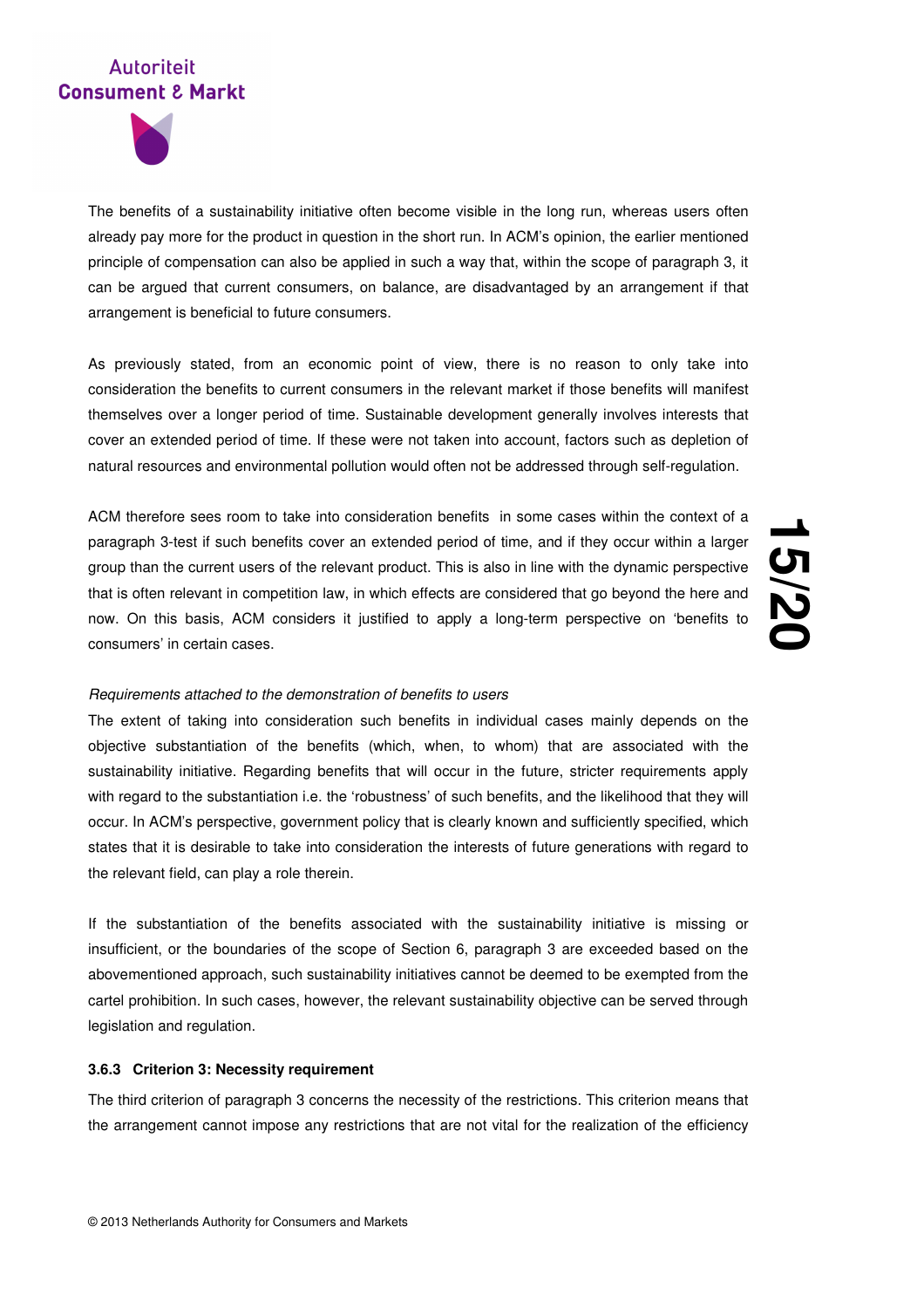The benefits of a sustainability initiative often become visible in the long run, whereas users often already pay more for the product in question in the short run. In ACM's opinion, the earlier mentioned principle of compensation can also be applied in such a way that, within the scope of paragraph 3, it can be argued that current consumers, on balance, are disadvantaged by an arrangement if that arrangement is beneficial to future consumers.

As previously stated, from an economic point of view, there is no reason to only take into consideration the benefits to current consumers in the relevant market if those benefits will manifest themselves over a longer period of time. Sustainable development generally involves interests that cover an extended period of time. If these were not taken into account, factors such as depletion of natural resources and environmental pollution would often not be addressed through self-regulation.

ACM therefore sees room to take into consideration benefits in some cases within the context of a paragraph 3-test if such benefits cover an extended period of time, and if they occur within a larger group than the current users of the relevant product. This is also in line with the dynamic perspective that is often relevant in competition law, in which effects are considered that go beyond the here and now. On this basis, ACM considers it justified to apply a long-term perspective on 'benefits to consumers' in certain cases.

*Requirements attached to the demonstration of benefits to users*

The extent of taking into consideration such benefits in individual cases mainly depends on the objective substantiation of the benefits (which, when, to whom) that are associated with the sustainability initiative. Regarding benefits that will occur in the future, stricter requirements apply with regard to the substantiation i.e. the 'robustness' of such benefits, and the likelihood that they will occur. In ACM's perspective, government policy that is clearly known and sufficiently specified, which states that it is desirable to take into consideration the interests of future generations with regard to the relevant field, can play a role therein.

If the substantiation of the benefits associated with the sustainability initiative is missing or insufficient, or the boundaries of the scope of Section 6, paragraph 3 are exceeded based on the abovementioned approach, such sustainability initiatives cannot be deemed to be exempted from the cartel prohibition. In such cases, however, the relevant sustainability objective can be served through legislation and regulation.

#### 3.6.3 Criterion 3: Necessity requirement

The third criterion of paragraph 3 concerns the necessity of the restrictions. This criterion means that the arrangement cannot impose any restrictions that are not vital for the realization of the efficiency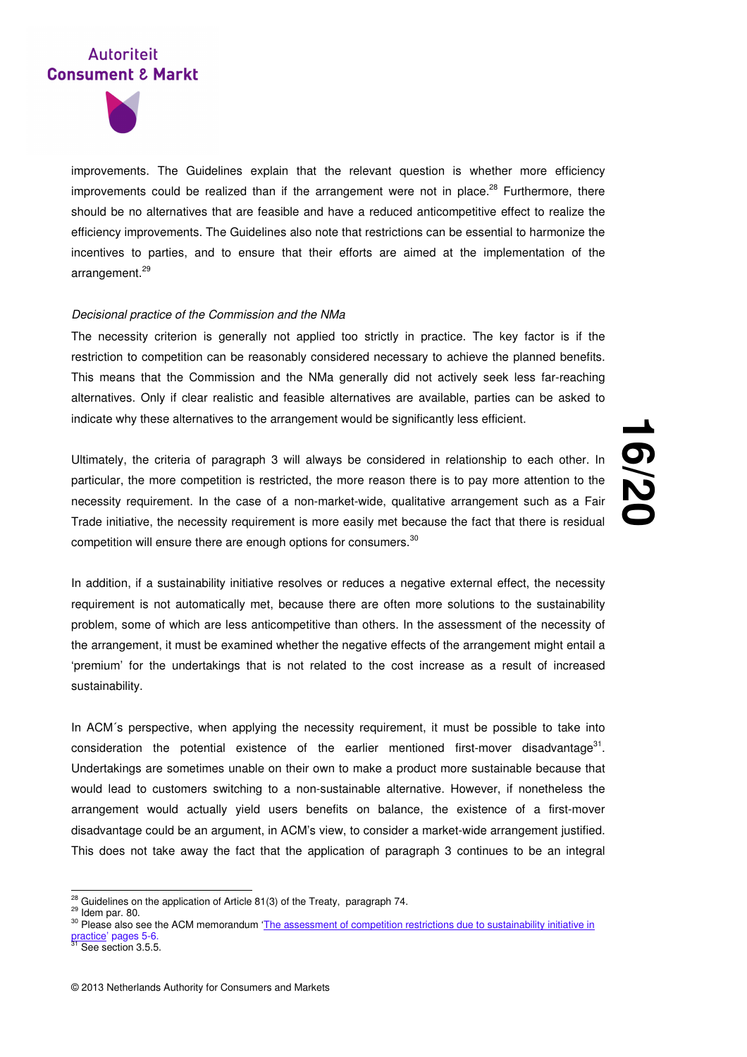improvements. The Guidelines explain that the relevant question is whether more efficiency improvements could be realized than if the arrangement were not in place.[28] Furthermore, there should be no alternatives that are feasible and have a reduced anticompetitive effect to realize the efficiency improvements. The Guidelines also note that restrictions can be essential to harmonize the incentives to parties, and to ensure that their efforts are aimed at the implementation of the arrangement.[29]

*Decisional practice of the Commission and the NMa*

The necessity criterion is generally not applied too strictly in practice. The key factor is if the restriction to competition can be reasonably considered necessary to achieve the planned benefits. This means that the Commission and the NMa generally did not actively seek less far-reaching alternatives. Only if clear realistic and feasible alternatives are available, parties can be asked to indicate why these alternatives to the arrangement would be significantly less efficient.

Ultimately, the criteria of paragraph 3 will always be considered in relationship to each other. In particular, the more competition is restricted, the more reason there is to pay more attention to the necessity requirement. In the case of a non-market-wide, qualitative arrangement such as a Fair Trade initiative, the necessity requirement is more easily met because the fact that there is residual competition will ensure there are enough options for consumers.[30]

In addition, if a sustainability initiative resolves or reduces a negative external effect, the necessity requirement is not automatically met, because there are often more solutions to the sustainability problem, some of which are less anticompetitive than others. In the assessment of the necessity of the arrangement, it must be examined whether the negative effects of the arrangement might entail a 'premium' for the undertakings that is not related to the cost increase as a result of increased sustainability.

In ACM´s perspective, when applying the necessity requirement, it must be possible to take into consideration the potential existence of the earlier mentioned first-mover disadvantage[31]. Undertakings are sometimes unable on their own to make a product more sustainable because that would lead to customers switching to a non-sustainable alternative. However, if nonetheless the arrangement would actually yield users benefits on balance, the existence of a first-mover disadvantage could be an argument, in ACM's view, to consider a market-wide arrangement justified. This does not take away the fact that the application of paragraph 3 continues to be an integral

---

[28] Guidelines on the application of Article 81(3) of the Treaty, paragraph 74.

[29] Idem par. 80.

[30] Please also see the ACM memorandum 'The assessment of competition restrictions due to sustainability initiative in practice' pages 5-6.

[31] See section 3.5.5.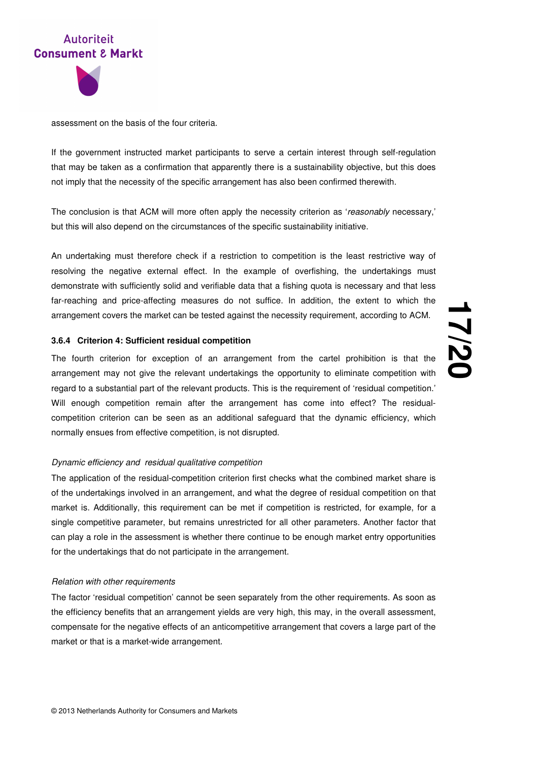assessment on the basis of the four criteria.

If the government instructed market participants to serve a certain interest through self-regulation that may be taken as a confirmation that apparently there is a sustainability objective, but this does not imply that the necessity of the specific arrangement has also been confirmed therewith.

The conclusion is that ACM will more often apply the necessity criterion as '*reasonably* necessary,' but this will also depend on the circumstances of the specific sustainability initiative.

An undertaking must therefore check if a restriction to competition is the least restrictive way of resolving the negative external effect. In the example of overfishing, the undertakings must demonstrate with sufficiently solid and verifiable data that a fishing quota is necessary and that less far-reaching and price-affecting measures do not suffice. In addition, the extent to which the arrangement covers the market can be tested against the necessity requirement, according to ACM.

#### 3.6.4 Criterion 4: Sufficient residual competition

The fourth criterion for exception of an arrangement from the cartel prohibition is that the arrangement may not give the relevant undertakings the opportunity to eliminate competition with regard to a substantial part of the relevant products. This is the requirement of 'residual competition.' Will enough competition remain after the arrangement has come into effect? The residual-competition criterion can be seen as an additional safeguard that the dynamic efficiency, which normally ensues from effective competition, is not disrupted.

*Dynamic efficiency and residual qualitative competition*

The application of the residual-competition criterion first checks what the combined market share is of the undertakings involved in an arrangement, and what the degree of residual competition on that market is. Additionally, this requirement can be met if competition is restricted, for example, for a single competitive parameter, but remains unrestricted for all other parameters. Another factor that can play a role in the assessment is whether there continue to be enough market entry opportunities for the undertakings that do not participate in the arrangement.

*Relation with other requirements*

The factor 'residual competition' cannot be seen separately from the other requirements. As soon as the efficiency benefits that an arrangement yields are very high, this may, in the overall assessment, compensate for the negative effects of an anticompetitive arrangement that covers a large part of the market or that is a market-wide arrangement.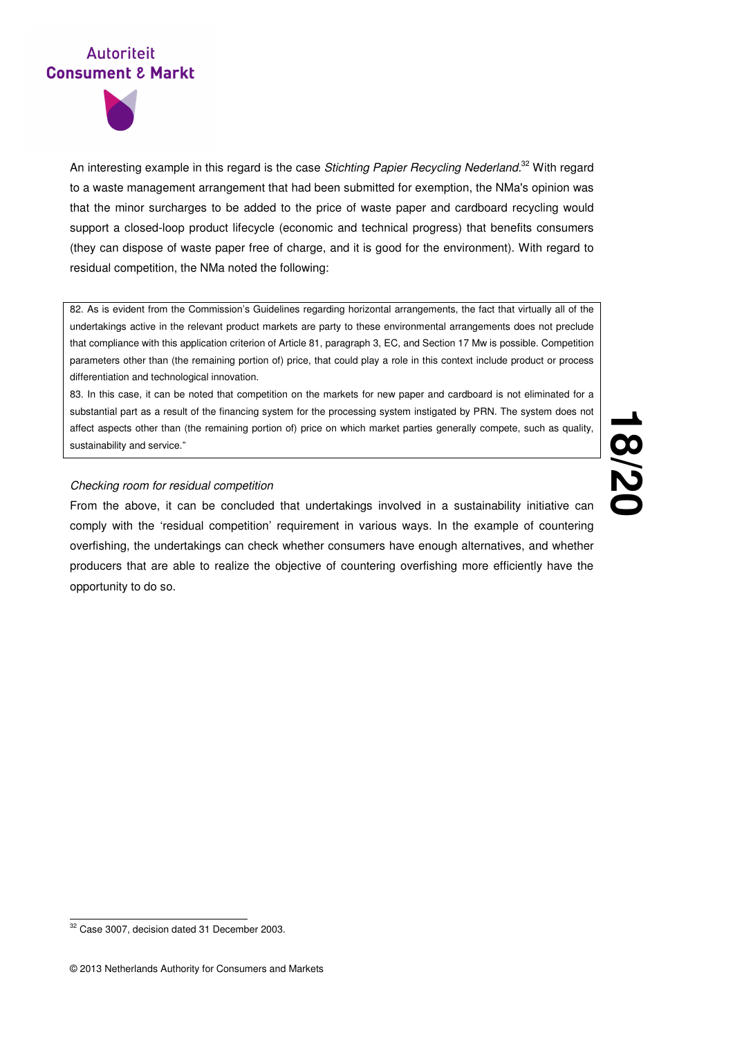An interesting example in this regard is the case *Stichting Papier Recycling Nederland*.[32] With regard to a waste management arrangement that had been submitted for exemption, the NMa's opinion was that the minor surcharges to be added to the price of waste paper and cardboard recycling would support a closed-loop product lifecycle (economic and technical progress) that benefits consumers (they can dispose of waste paper free of charge, and it is good for the environment). With regard to residual competition, the NMa noted the following:

> 82. As is evident from the Commission's Guidelines regarding horizontal arrangements, the fact that virtually all of the undertakings active in the relevant product markets are party to these environmental arrangements does not preclude that compliance with this application criterion of Article 81, paragraph 3, EC, and Section 17 Mw is possible. Competition parameters other than (the remaining portion of) price, that could play a role in this context include product or process differentiation and technological innovation.
>
> 83. In this case, it can be noted that competition on the markets for new paper and cardboard is not eliminated for a substantial part as a result of the financing system for the processing system instigated by PRN. The system does not affect aspects other than (the remaining portion of) price on which market parties generally compete, such as quality, sustainability and service."

*Checking room for residual competition*

From the above, it can be concluded that undertakings involved in a sustainability initiative can comply with the 'residual competition' requirement in various ways. In the example of countering overfishing, the undertakings can check whether consumers have enough alternatives, and whether producers that are able to realize the objective of countering overfishing more efficiently have the opportunity to do so.

[32] Case 3007, decision dated 31 December 2003.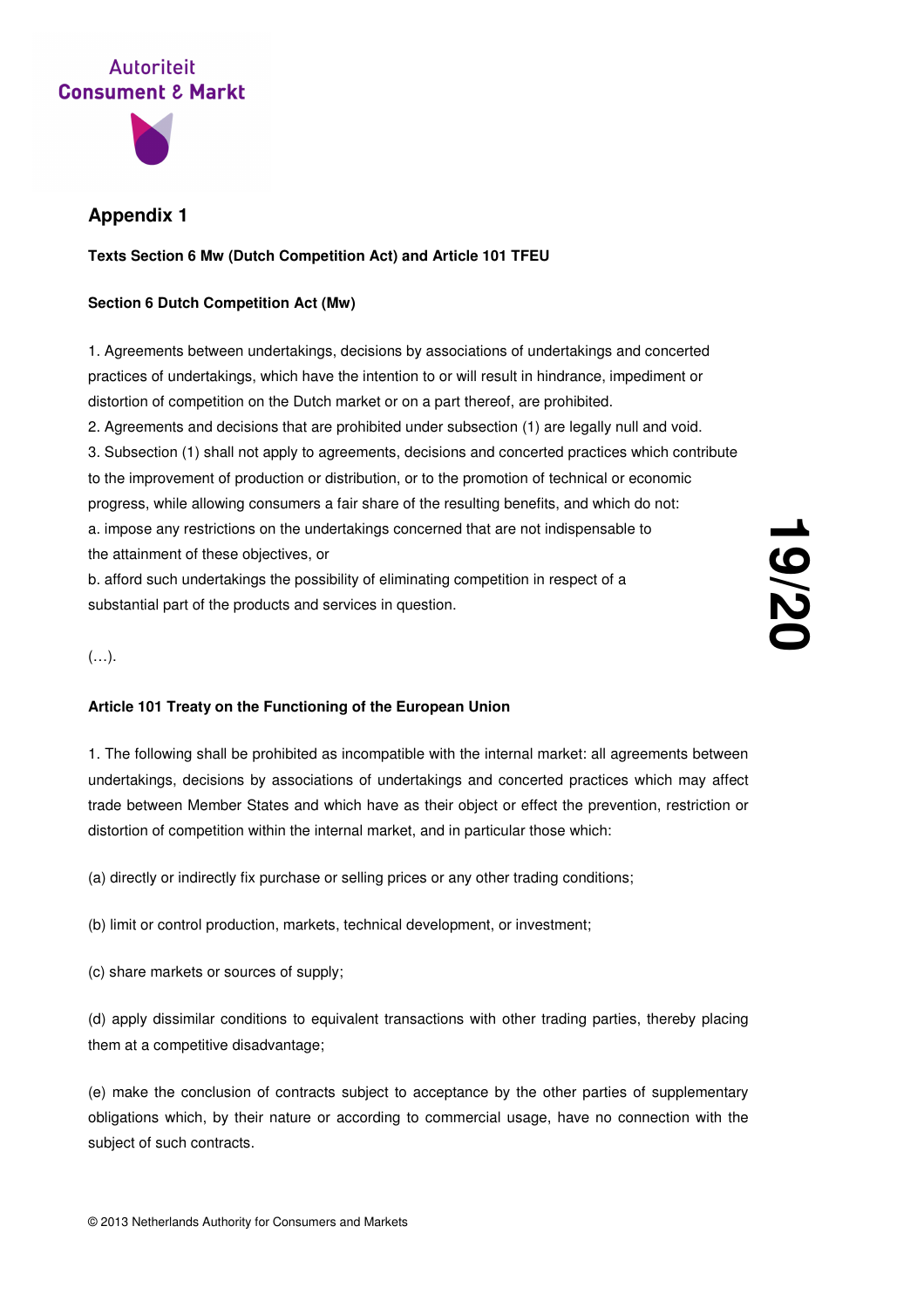## Appendix 1

**Texts Section 6 Mw (Dutch Competition Act) and Article 101 TFEU**

**Section 6 Dutch Competition Act (Mw)**

1. Agreements between undertakings, decisions by associations of undertakings and concerted practices of undertakings, which have the intention to or will result in hindrance, impediment or distortion of competition on the Dutch market or on a part thereof, are prohibited.
2. Agreements and decisions that are prohibited under subsection (1) are legally null and void.
3. Subsection (1) shall not apply to agreements, decisions and concerted practices which contribute to the improvement of production or distribution, or to the promotion of technical or economic progress, while allowing consumers a fair share of the resulting benefits, and which do not:
a. impose any restrictions on the undertakings concerned that are not indispensable to the attainment of these objectives, or
b. afford such undertakings the possibility of eliminating competition in respect of a substantial part of the products and services in question.

(…).

**Article 101 Treaty on the Functioning of the European Union**

1. The following shall be prohibited as incompatible with the internal market: all agreements between undertakings, decisions by associations of undertakings and concerted practices which may affect trade between Member States and which have as their object or effect the prevention, restriction or distortion of competition within the internal market, and in particular those which:

(a) directly or indirectly fix purchase or selling prices or any other trading conditions;

(b) limit or control production, markets, technical development, or investment;

(c) share markets or sources of supply;

(d) apply dissimilar conditions to equivalent transactions with other trading parties, thereby placing them at a competitive disadvantage;

(e) make the conclusion of contracts subject to acceptance by the other parties of supplementary obligations which, by their nature or according to commercial usage, have no connection with the subject of such contracts.

© 2013 Netherlands Authority for Consumers and Markets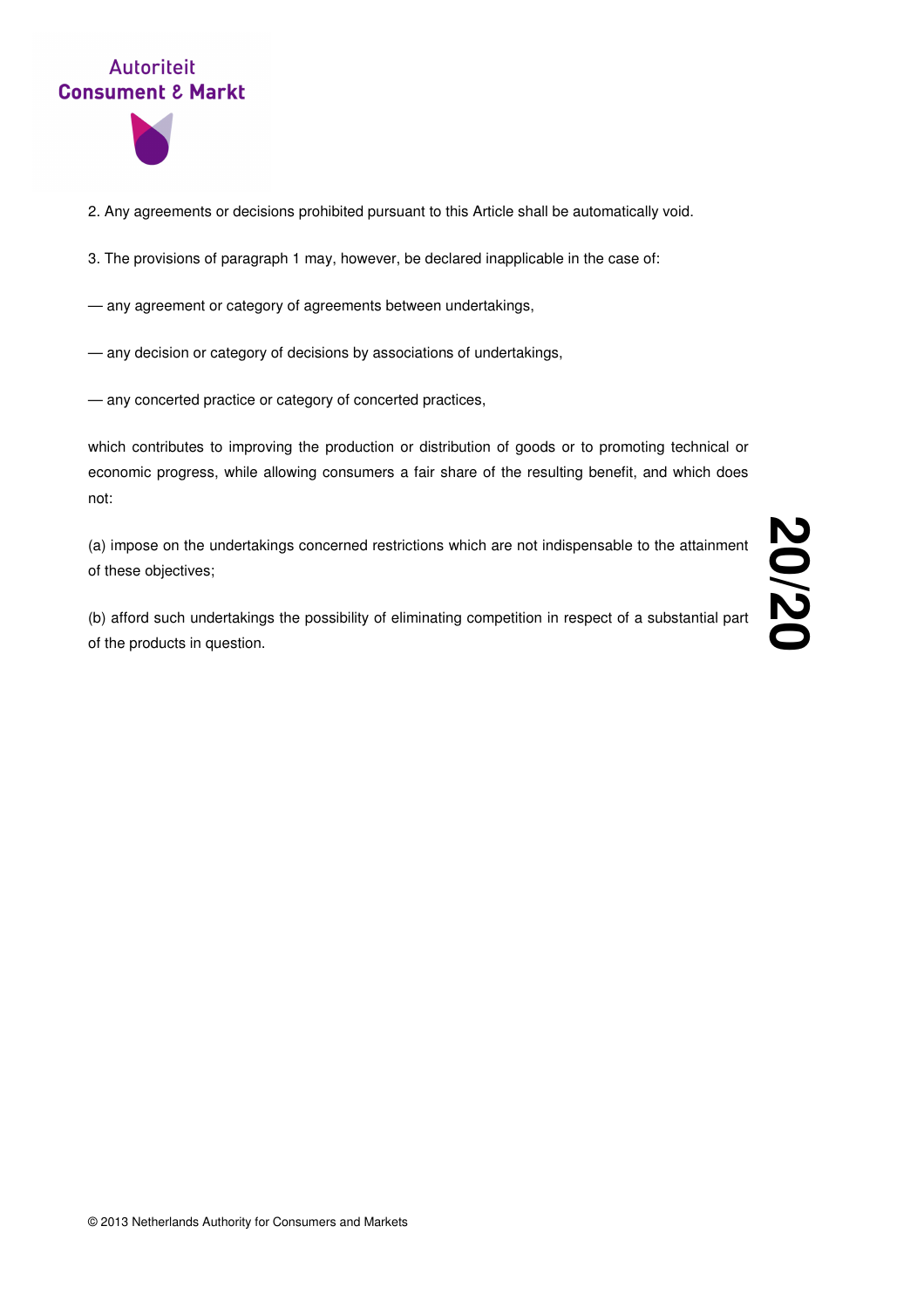2. Any agreements or decisions prohibited pursuant to this Article shall be automatically void.

3. The provisions of paragraph 1 may, however, be declared inapplicable in the case of:

— any agreement or category of agreements between undertakings,

— any decision or category of decisions by associations of undertakings,

— any concerted practice or category of concerted practices,

which contributes to improving the production or distribution of goods or to promoting technical or economic progress, while allowing consumers a fair share of the resulting benefit, and which does not:

(a) impose on the undertakings concerned restrictions which are not indispensable to the attainment of these objectives;

(b) afford such undertakings the possibility of eliminating competition in respect of a substantial part of the products in question.

© 2013 Netherlands Authority for Consumers and Markets